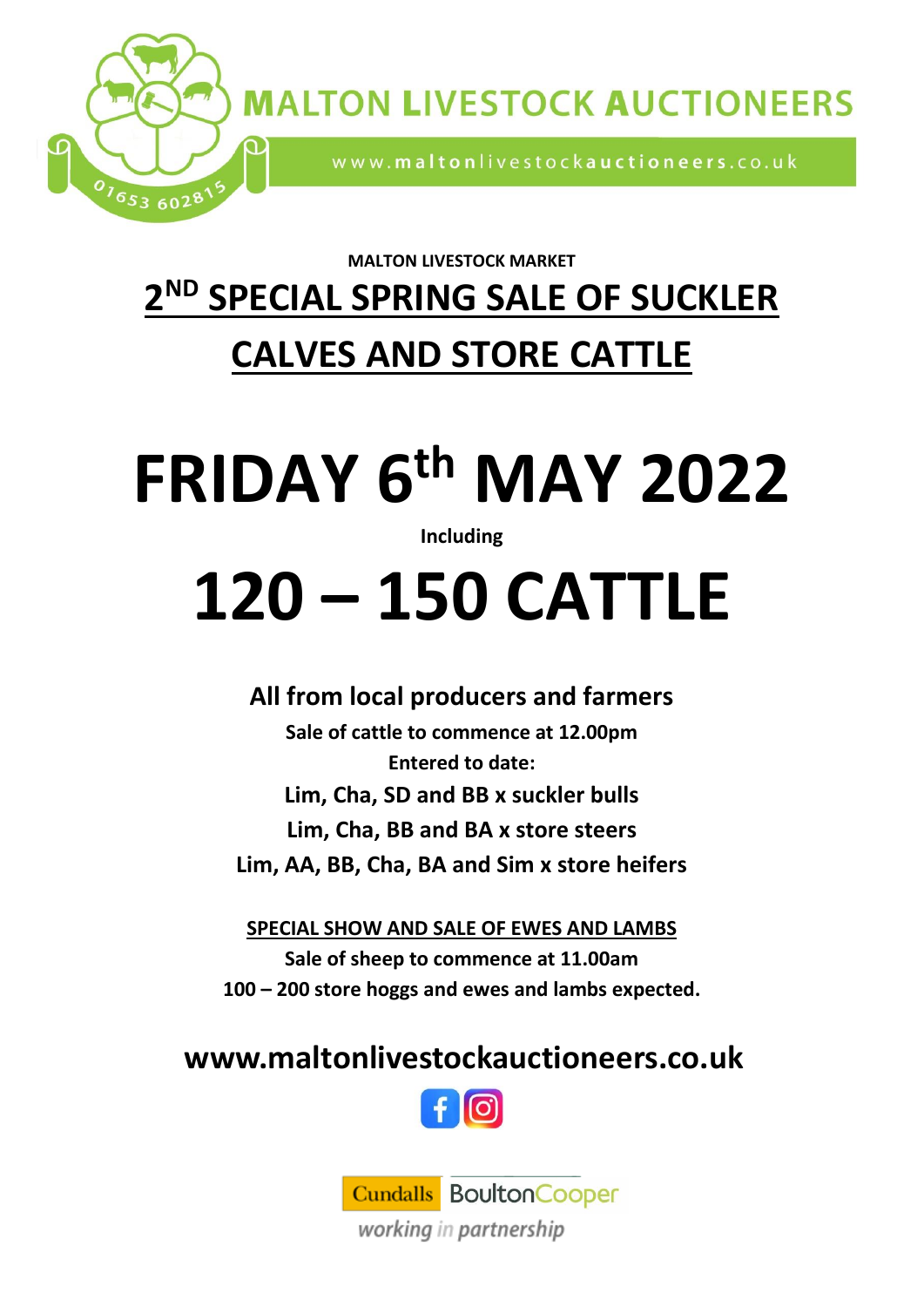# MALTON LIVESTOCK AUCTIONEERS

www.maltonlivestockauctioneers.co.uk

01653 602815

**MALTON LIVESTOCK MARKET**

## 2ND SPECIAL SPRING SALE OF SUCKLER CALVES AND STORE CATTLE

# FRIDAY 6th MAY 2022

**Including**

# 120 – 150 CATTLE

**All from local producers and farmers**

**Sale of cattle to commence at 12.00pm**

**Entered to date:**

**Lim, Cha, SD and BB x suckler bulls**

**Lim, Cha, BB and BA x store steers**

**Lim, AA, BB, Cha, BA and Sim x store heifers**

**SPECIAL SHOW AND SALE OF EWES AND LAMBS**

**Sale of sheep to commence at 11.00am**

**100 – 200 store hoggs and ewes and lambs expected.**

**www.maltonlivestockauctioneers.co.uk**

Cundalls BoultonCooper

*working in partnership*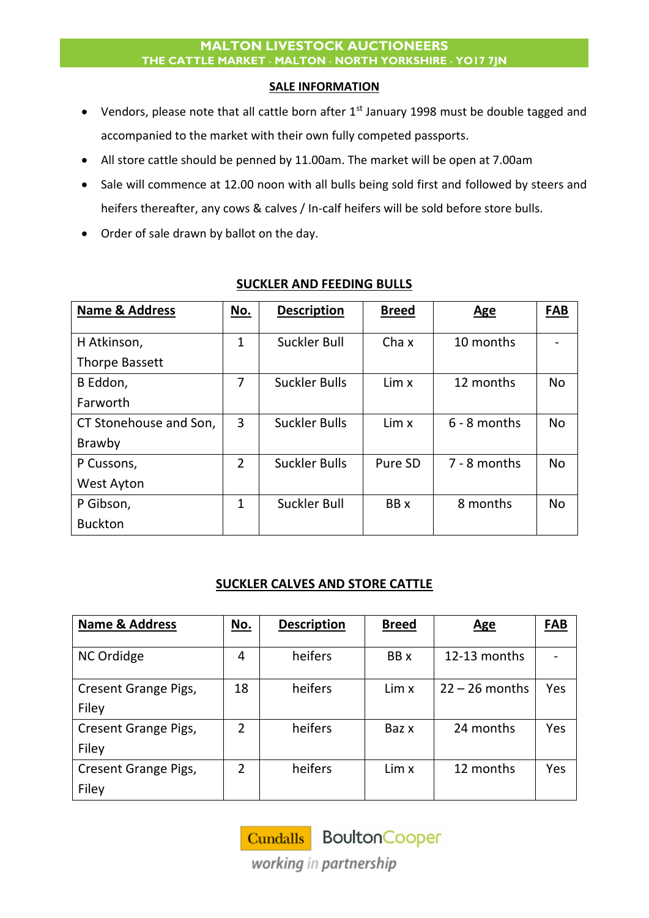# MALTON LIVESTOCK AUCTIONEERS
THE CATTLE MARKET · MALTON · NORTH YORKSHIRE · YO17 7JN

## SALE INFORMATION

- Vendors, please note that all cattle born after 1st January 1998 must be double tagged and accompanied to the market with their own fully competed passports.
- All store cattle should be penned by 11.00am. The market will be open at 7.00am
- Sale will commence at 12.00 noon with all bulls being sold first and followed by steers and heifers thereafter, any cows & calves / In-calf heifers will be sold before store bulls.
- Order of sale drawn by ballot on the day.

## SUCKLER AND FEEDING BULLS

| Name & Address | No. | Description | Breed | Age | FAB |
|---|---|---|---|---|---|
| H Atkinson, Thorpe Bassett | 1 | Suckler Bull | Cha x | 10 months | - |
| B Eddon, Farworth | 7 | Suckler Bulls | Lim x | 12 months | No |
| CT Stonehouse and Son, Brawby | 3 | Suckler Bulls | Lim x | 6 - 8 months | No |
| P Cussons, West Ayton | 2 | Suckler Bulls | Pure SD | 7 - 8 months | No |
| P Gibson, Buckton | 1 | Suckler Bull | BB x | 8 months | No |

## SUCKLER CALVES AND STORE CATTLE

| Name & Address | No. | Description | Breed | Age | FAB |
|---|---|---|---|---|---|
| NC Ordidge | 4 | heifers | BB x | 12-13 months | - |
| Cresent Grange Pigs, Filey | 18 | heifers | Lim x | 22 – 26 months | Yes |
| Cresent Grange Pigs, Filey | 2 | heifers | Baz x | 24 months | Yes |
| Cresent Grange Pigs, Filey | 2 | heifers | Lim x | 12 months | Yes |

Cundalls BoultonCooper
*working in partnership*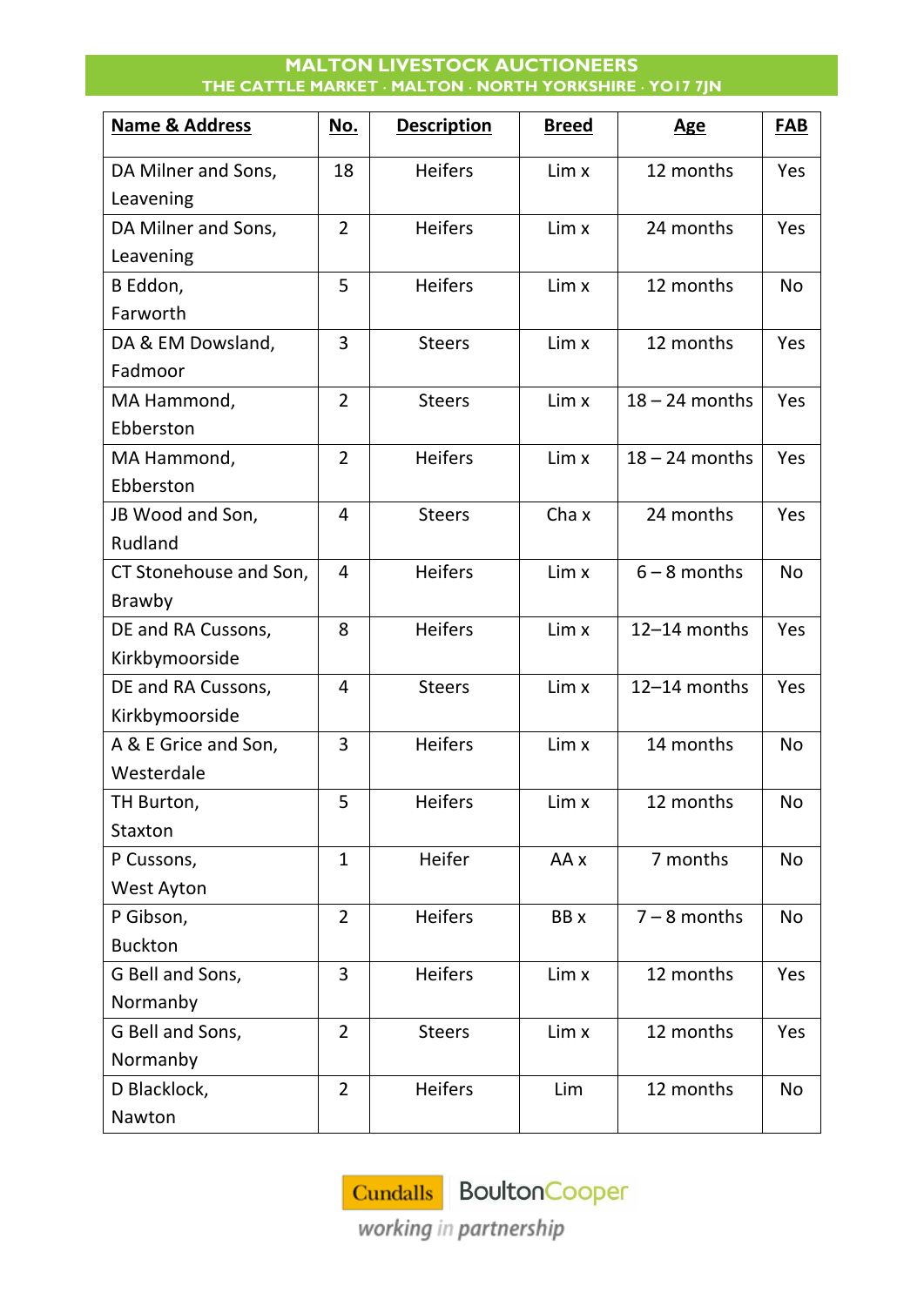**MALTON LIVESTOCK AUCTIONEERS**
**THE CATTLE MARKET · MALTON · NORTH YORKSHIRE · YO17 7JN**

| Name & Address | No. | Description | Breed | Age | FAB |
|---|---|---|---|---|---|
| DA Milner and Sons, Leavening | 18 | Heifers | Lim x | 12 months | Yes |
| DA Milner and Sons, Leavening | 2 | Heifers | Lim x | 24 months | Yes |
| B Eddon, Farworth | 5 | Heifers | Lim x | 12 months | No |
| DA & EM Dowsland, Fadmoor | 3 | Steers | Lim x | 12 months | Yes |
| MA Hammond, Ebberston | 2 | Steers | Lim x | 18 – 24 months | Yes |
| MA Hammond, Ebberston | 2 | Heifers | Lim x | 18 – 24 months | Yes |
| JB Wood and Son, Rudland | 4 | Steers | Cha x | 24 months | Yes |
| CT Stonehouse and Son, Brawby | 4 | Heifers | Lim x | 6 – 8 months | No |
| DE and RA Cussons, Kirkbymoorside | 8 | Heifers | Lim x | 12–14 months | Yes |
| DE and RA Cussons, Kirkbymoorside | 4 | Steers | Lim x | 12–14 months | Yes |
| A & E Grice and Son, Westerdale | 3 | Heifers | Lim x | 14 months | No |
| TH Burton, Staxton | 5 | Heifers | Lim x | 12 months | No |
| P Cussons, West Ayton | 1 | Heifer | AA x | 7 months | No |
| P Gibson, Buckton | 2 | Heifers | BB x | 7 – 8 months | No |
| G Bell and Sons, Normanby | 3 | Heifers | Lim x | 12 months | Yes |
| G Bell and Sons, Normanby | 2 | Steers | Lim x | 12 months | Yes |
| D Blacklock, Nawton | 2 | Heifers | Lim | 12 months | No |

Cundalls BoultonCooper
*working in partnership*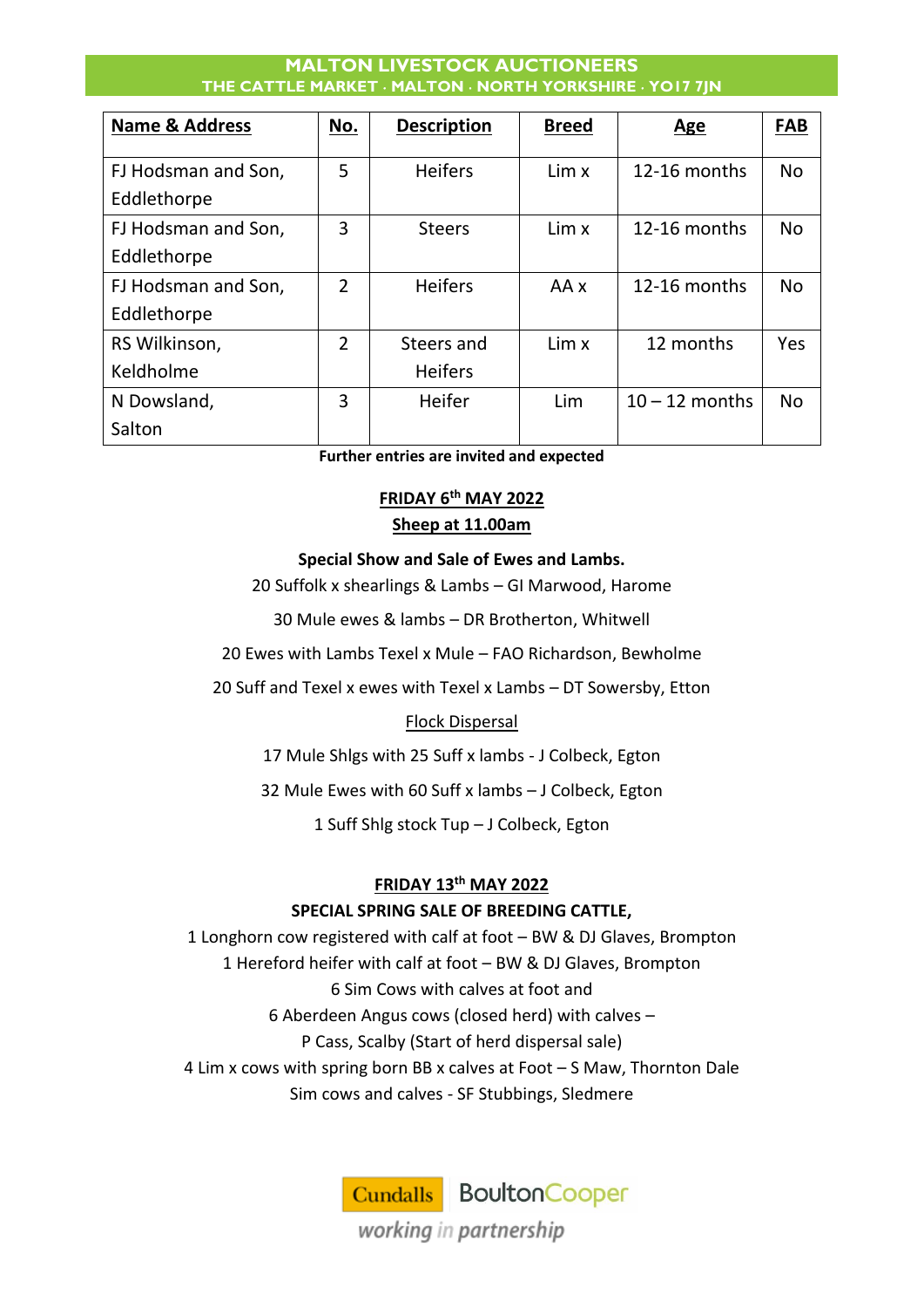| Name & Address | No. | Description | Breed | Age | FAB |
|---|---|---|---|---|---|
| FJ Hodsman and Son, Eddlethorpe | 5 | Heifers | Lim x | 12-16 months | No |
| FJ Hodsman and Son, Eddlethorpe | 3 | Steers | Lim x | 12-16 months | No |
| FJ Hodsman and Son, Eddlethorpe | 2 | Heifers | AA x | 12-16 months | No |
| RS Wilkinson, Keldholme | 2 | Steers and Heifers | Lim x | 12 months | Yes |
| N Dowsland, Salton | 3 | Heifer | Lim | 10 – 12 months | No |

**Further entries are invited and expected**

## FRIDAY 6th MAY 2022

### Sheep at 11.00am

**Special Show and Sale of Ewes and Lambs.**

20 Suffolk x shearlings & Lambs – GI Marwood, Harome

30 Mule ewes & lambs – DR Brotherton, Whitwell

20 Ewes with Lambs Texel x Mule – FAO Richardson, Bewholme

20 Suff and Texel x ewes with Texel x Lambs – DT Sowersby, Etton

Flock Dispersal

17 Mule Shlgs with 25 Suff x lambs - J Colbeck, Egton

32 Mule Ewes with 60 Suff x lambs – J Colbeck, Egton

1 Suff Shlg stock Tup – J Colbeck, Egton

## FRIDAY 13th MAY 2022

**SPECIAL SPRING SALE OF BREEDING CATTLE,**

1 Longhorn cow registered with calf at foot – BW & DJ Glaves, Brompton

1 Hereford heifer with calf at foot – BW & DJ Glaves, Brompton

6 Sim Cows with calves at foot and

6 Aberdeen Angus cows (closed herd) with calves –

P Cass, Scalby (Start of herd dispersal sale)

4 Lim x cows with spring born BB x calves at Foot – S Maw, Thornton Dale

Sim cows and calves - SF Stubbings, Sledmere